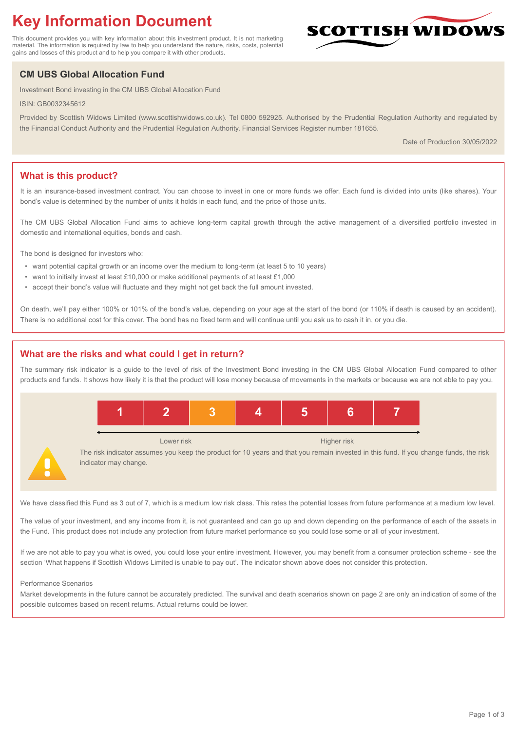# Key Information Document

This document provides you with key information about this investment product. It is not marketing material. The information is required by law to help you understand the nature, risks, costs, potential gains and losses of this product and to help you compare it with other products.

SCOTTISH WIDOWS

## CM UBS Global Allocation Fund

Investment Bond investing in the CM UBS Global Allocation Fund

ISIN: GB0032345612

Provided by Scottish Widows Limited (www.scottishwidows.co.uk). Tel 0800 592925. Authorised by the Prudential Regulation Authority and regulated by the Financial Conduct Authority and the Prudential Regulation Authority. Financial Services Register number 181655.

Date of Production 30/05/2022

## What is this product?

It is an insurance-based investment contract. You can choose to invest in one or more funds we offer. Each fund is divided into units (like shares). Your bond's value is determined by the number of units it holds in each fund, and the price of those units.

The CM UBS Global Allocation Fund aims to achieve long-term capital growth through the active management of a diversified portfolio invested in domestic and international equities, bonds and cash.

The bond is designed for investors who:

- want potential capital growth or an income over the medium to long-term (at least 5 to 10 years)
- want to initially invest at least £10,000 or make additional payments of at least £1,000
- accept their bond's value will fluctuate and they might not get back the full amount invested.

On death, we'll pay either 100% or 101% of the bond's value, depending on your age at the start of the bond (or 110% if death is caused by an accident). There is no additional cost for this cover. The bond has no fixed term and will continue until you ask us to cash it in, or you die.

## What are the risks and what could I get in return?

The summary risk indicator is a guide to the level of risk of the Investment Bond investing in the CM UBS Global Allocation Fund compared to other products and funds. It shows how likely it is that the product will lose money because of movements in the markets or because we are not able to pay you.

| 1 | 2 | **3** | 4 | 5 | 6 | 7 |
|---|---|---|---|---|---|---|

Lower risk ← → Higher risk

The risk indicator assumes you keep the product for 10 years and that you remain invested in this fund. If you change funds, the risk indicator may change.

We have classified this Fund as 3 out of 7, which is a medium low risk class. This rates the potential losses from future performance at a medium low level.

The value of your investment, and any income from it, is not guaranteed and can go up and down depending on the performance of each of the assets in the Fund. This product does not include any protection from future market performance so you could lose some or all of your investment.

If we are not able to pay you what is owed, you could lose your entire investment. However, you may benefit from a consumer protection scheme - see the section 'What happens if Scottish Widows Limited is unable to pay out'. The indicator shown above does not consider this protection.

Performance Scenarios

Market developments in the future cannot be accurately predicted. The survival and death scenarios shown on page 2 are only an indication of some of the possible outcomes based on recent returns. Actual returns could be lower.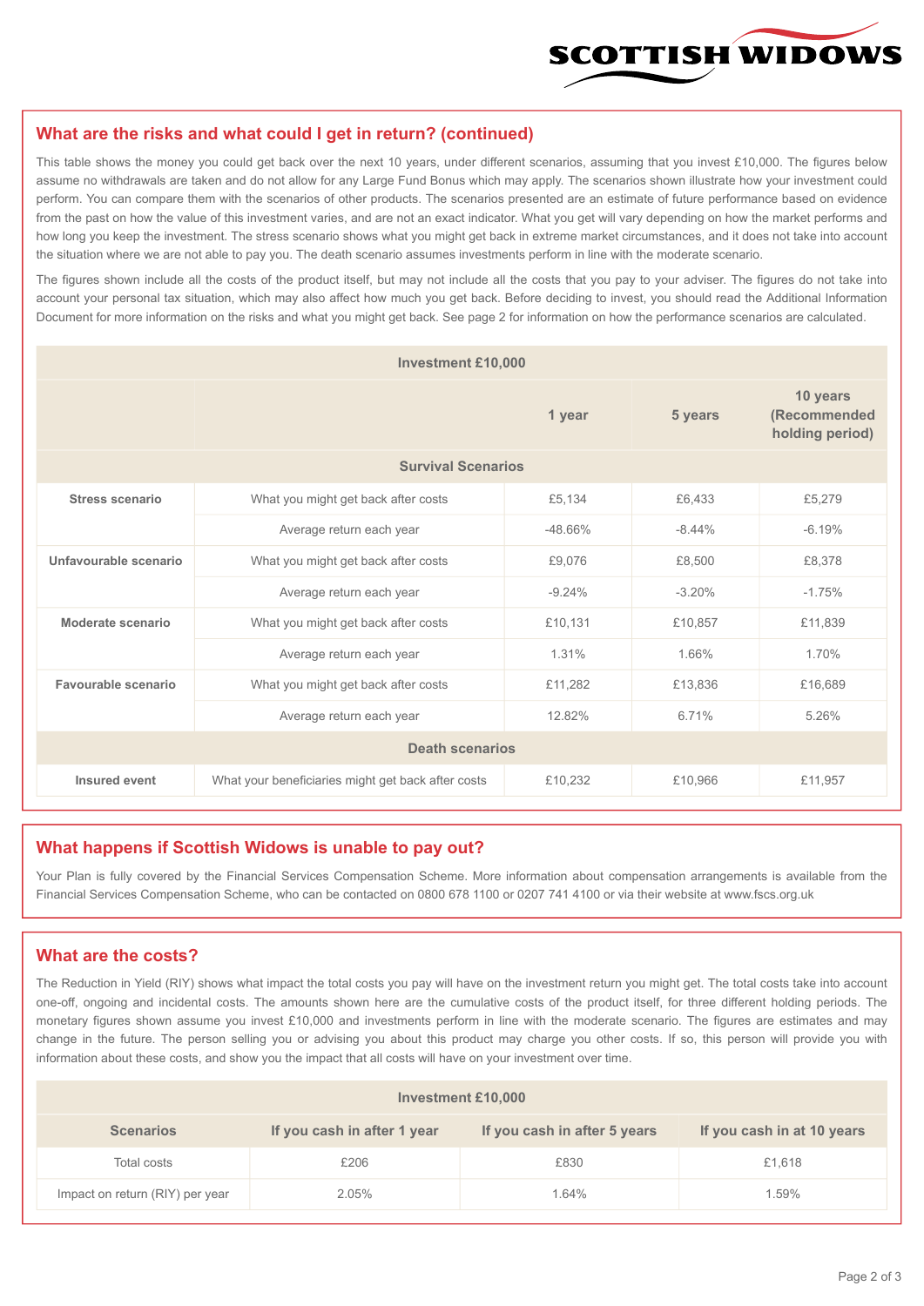## What are the risks and what could I get in return? (continued)

This table shows the money you could get back over the next 10 years, under different scenarios, assuming that you invest £10,000. The figures below assume no withdrawals are taken and do not allow for any Large Fund Bonus which may apply. The scenarios shown illustrate how your investment could perform. You can compare them with the scenarios of other products. The scenarios presented are an estimate of future performance based on evidence from the past on how the value of this investment varies, and are not an exact indicator. What you get will vary depending on how the market performs and how long you keep the investment. The stress scenario shows what you might get back in extreme market circumstances, and it does not take into account the situation where we are not able to pay you. The death scenario assumes investments perform in line with the moderate scenario.

The figures shown include all the costs of the product itself, but may not include all the costs that you pay to your adviser. The figures do not take into account your personal tax situation, which may also affect how much you get back. Before deciding to invest, you should read the Additional Information Document for more information on the risks and what you might get back. See page 2 for information on how the performance scenarios are calculated.

| Investment £10,000 | | | | |
|---|---|---|---|---|
| | | **1 year** | **5 years** | **10 years (Recommended holding period)** |
| **Survival Scenarios** | | | | |
| **Stress scenario** | What you might get back after costs | £5,134 | £6,433 | £5,279 |
| | Average return each year | -48.66% | -8.44% | -6.19% |
| **Unfavourable scenario** | What you might get back after costs | £9,076 | £8,500 | £8,378 |
| | Average return each year | -9.24% | -3.20% | -1.75% |
| **Moderate scenario** | What you might get back after costs | £10,131 | £10,857 | £11,839 |
| | Average return each year | 1.31% | 1.66% | 1.70% |
| **Favourable scenario** | What you might get back after costs | £11,282 | £13,836 | £16,689 |
| | Average return each year | 12.82% | 6.71% | 5.26% |
| **Death scenarios** | | | | |
| **Insured event** | What your beneficiaries might get back after costs | £10,232 | £10,966 | £11,957 |

## What happens if Scottish Widows is unable to pay out?

Your Plan is fully covered by the Financial Services Compensation Scheme. More information about compensation arrangements is available from the Financial Services Compensation Scheme, who can be contacted on 0800 678 1100 or 0207 741 4100 or via their website at www.fscs.org.uk

## What are the costs?

The Reduction in Yield (RIY) shows what impact the total costs you pay will have on the investment return you might get. The total costs take into account one-off, ongoing and incidental costs. The amounts shown here are the cumulative costs of the product itself, for three different holding periods. The monetary figures shown assume you invest £10,000 and investments perform in line with the moderate scenario. The figures are estimates and may change in the future. The person selling you or advising you about this product may charge you other costs. If so, this person will provide you with information about these costs, and show you the impact that all costs will have on your investment over time.

| Investment £10,000 | | | |
|---|---|---|---|
| **Scenarios** | **If you cash in after 1 year** | **If you cash in after 5 years** | **If you cash in at 10 years** |
| Total costs | £206 | £830 | £1,618 |
| Impact on return (RIY) per year | 2.05% | 1.64% | 1.59% |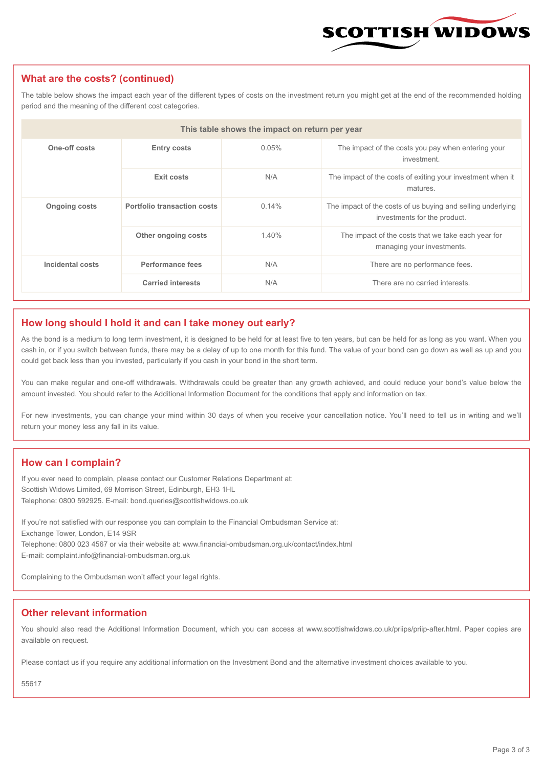## What are the costs? (continued)

The table below shows the impact each year of the different types of costs on the investment return you might get at the end of the recommended holding period and the meaning of the different cost categories.

| This table shows the impact on return per year | | | |
|---|---|---|---|
| **One-off costs** | **Entry costs** | 0.05% | The impact of the costs you pay when entering your investment. |
| | **Exit costs** | N/A | The impact of the costs of exiting your investment when it matures. |
| **Ongoing costs** | **Portfolio transaction costs** | 0.14% | The impact of the costs of us buying and selling underlying investments for the product. |
| | **Other ongoing costs** | 1.40% | The impact of the costs that we take each year for managing your investments. |
| **Incidental costs** | **Performance fees** | N/A | There are no performance fees. |
| | **Carried interests** | N/A | There are no carried interests. |

## How long should I hold it and can I take money out early?

As the bond is a medium to long term investment, it is designed to be held for at least five to ten years, but can be held for as long as you want. When you cash in, or if you switch between funds, there may be a delay of up to one month for this fund. The value of your bond can go down as well as up and you could get back less than you invested, particularly if you cash in your bond in the short term.

You can make regular and one-off withdrawals. Withdrawals could be greater than any growth achieved, and could reduce your bond's value below the amount invested. You should refer to the Additional Information Document for the conditions that apply and information on tax.

For new investments, you can change your mind within 30 days of when you receive your cancellation notice. You'll need to tell us in writing and we'll return your money less any fall in its value.

## How can I complain?

If you ever need to complain, please contact our Customer Relations Department at:
Scottish Widows Limited, 69 Morrison Street, Edinburgh, EH3 1HL
Telephone: 0800 592925. E-mail: bond.queries@scottishwidows.co.uk

If you're not satisfied with our response you can complain to the Financial Ombudsman Service at:
Exchange Tower, London, E14 9SR
Telephone: 0800 023 4567 or via their website at: www.financial-ombudsman.org.uk/contact/index.html
E-mail: complaint.info@financial-ombudsman.org.uk

Complaining to the Ombudsman won't affect your legal rights.

## Other relevant information

You should also read the Additional Information Document, which you can access at www.scottishwidows.co.uk/priips/priip-after.html. Paper copies are available on request.

Please contact us if you require any additional information on the Investment Bond and the alternative investment choices available to you.

55617